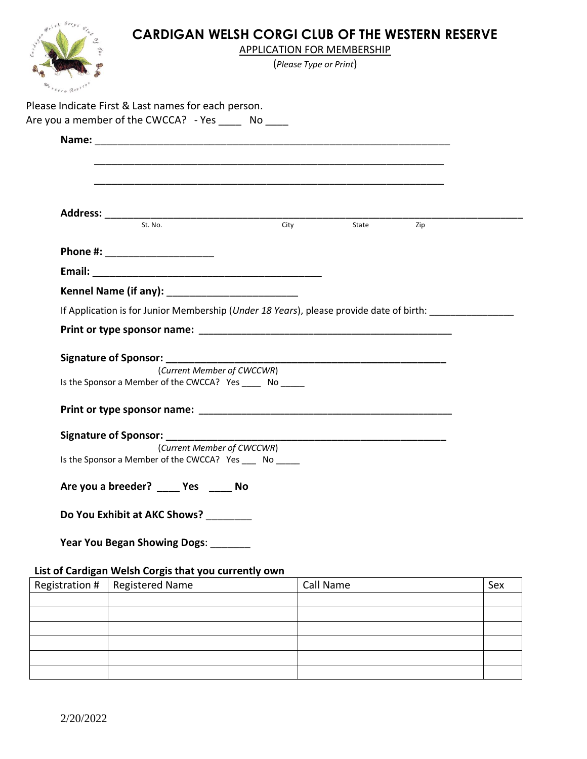# CARDIGAN WELSH CORGI CLUB OF THE WESTERN RESERVE

APPLICATION FOR MEMBERSHIP

(*Please Type or Print*)

Please Indicate First & Last names for each person.

Are you a member of the CWCCA? - Yes ____ No ____

**Name:** ____________________________________________________________

____________________________________________________________

____________________________________________________________

**Address:** ______________________________________________________________________

St. No. City State Zip

**Phone #:** ___________________

**Email:** __________________________________________

**Kennel Name (if any):** ________________________

If Application is for Junior Membership (*Under 18 Years*), please provide date of birth: _______________

**Print or type sponsor name:** ______________________________________________

**Signature of Sponsor:** ___________________________________________________

(*Current Member of CWCCWR*)

Is the Sponsor a Member of the CWCCA? Yes ____ No _____

**Print or type sponsor name:** ______________________________________________

**Signature of Sponsor:** ___________________________________________________

(*Current Member of CWCCWR*)

Is the Sponsor a Member of the CWCCA? Yes ___ No _____

**Are you a breeder? ____ Yes ____ No**

**Do You Exhibit at AKC Shows?** ________

**Year You Began Showing Dogs**: _______

**List of Cardigan Welsh Corgis that you currently own**

| Registration # | Registered Name | Call Name | Sex |
|---|---|---|---|
| | | | |
| | | | |
| | | | |
| | | | |
| | | | |
| | | | |

2/20/2022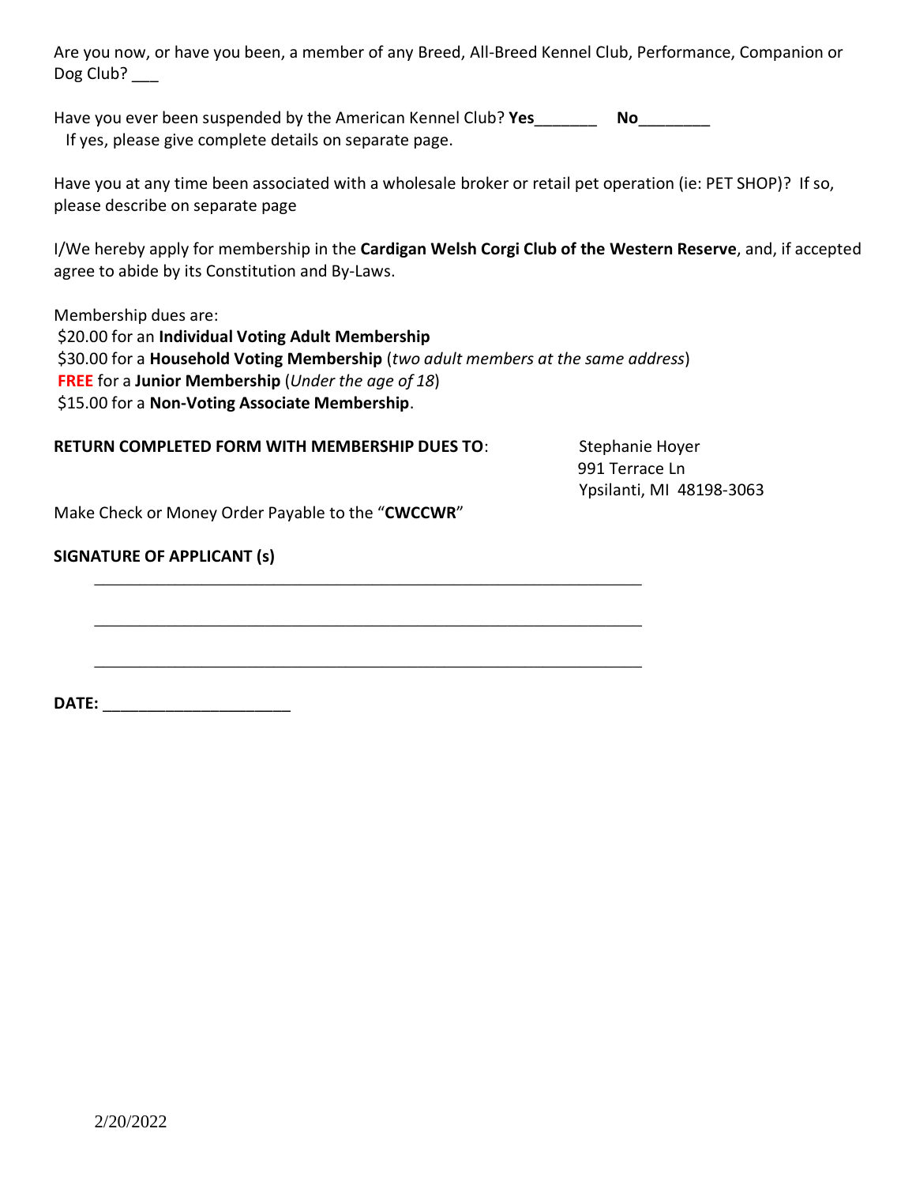Are you now, or have you been, a member of any Breed, All-Breed Kennel Club, Performance, Companion or Dog Club? ___

Have you ever been suspended by the American Kennel Club? **Yes**_______ **No**________
If yes, please give complete details on separate page.

Have you at any time been associated with a wholesale broker or retail pet operation (ie: PET SHOP)? If so, please describe on separate page

I/We hereby apply for membership in the **Cardigan Welsh Corgi Club of the Western Reserve**, and, if accepted agree to abide by its Constitution and By-Laws.

Membership dues are:
$20.00 for an **Individual Voting Adult Membership**
$30.00 for a **Household Voting Membership** (*two adult members at the same address*)
**FREE** for a **Junior Membership** (*Under the age of 18*)
$15.00 for a **Non-Voting Associate Membership**.

**RETURN COMPLETED FORM WITH MEMBERSHIP DUES TO**:

Stephanie Hoyer
991 Terrace Ln
Ypsilanti, MI 48198-3063

Make Check or Money Order Payable to the "**CWCCWR**"

**SIGNATURE OF APPLICANT (s)**

_______________________________________________

_______________________________________________

_______________________________________________

**DATE:** _____________________

2/20/2022